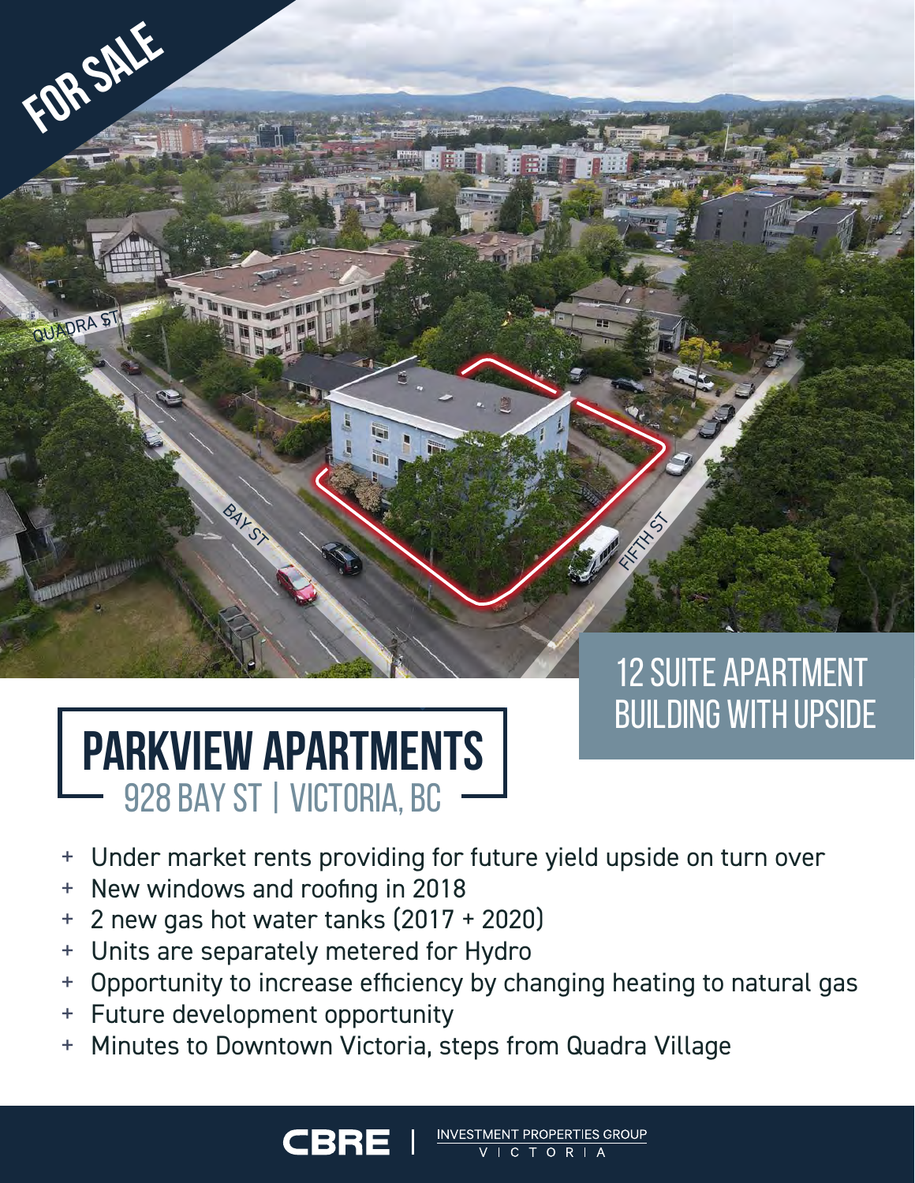FOR SALE

# PARKVIEW APARTMENTS

## 928 BAY ST | VICTORIA, BC

## 12 SUITE APARTMENT BUILDING WITH UPSIDE

+ Under market rents providing for future yield upside on turn over
+ New windows and roofing in 2018
+ 2 new gas hot water tanks (2017 + 2020)
+ Units are separately metered for Hydro
+ Opportunity to increase efficiency by changing heating to natural gas
+ Future development opportunity
+ Minutes to Downtown Victoria, steps from Quadra Village

CBRE | INVESTMENT PROPERTIES GROUP VICTORIA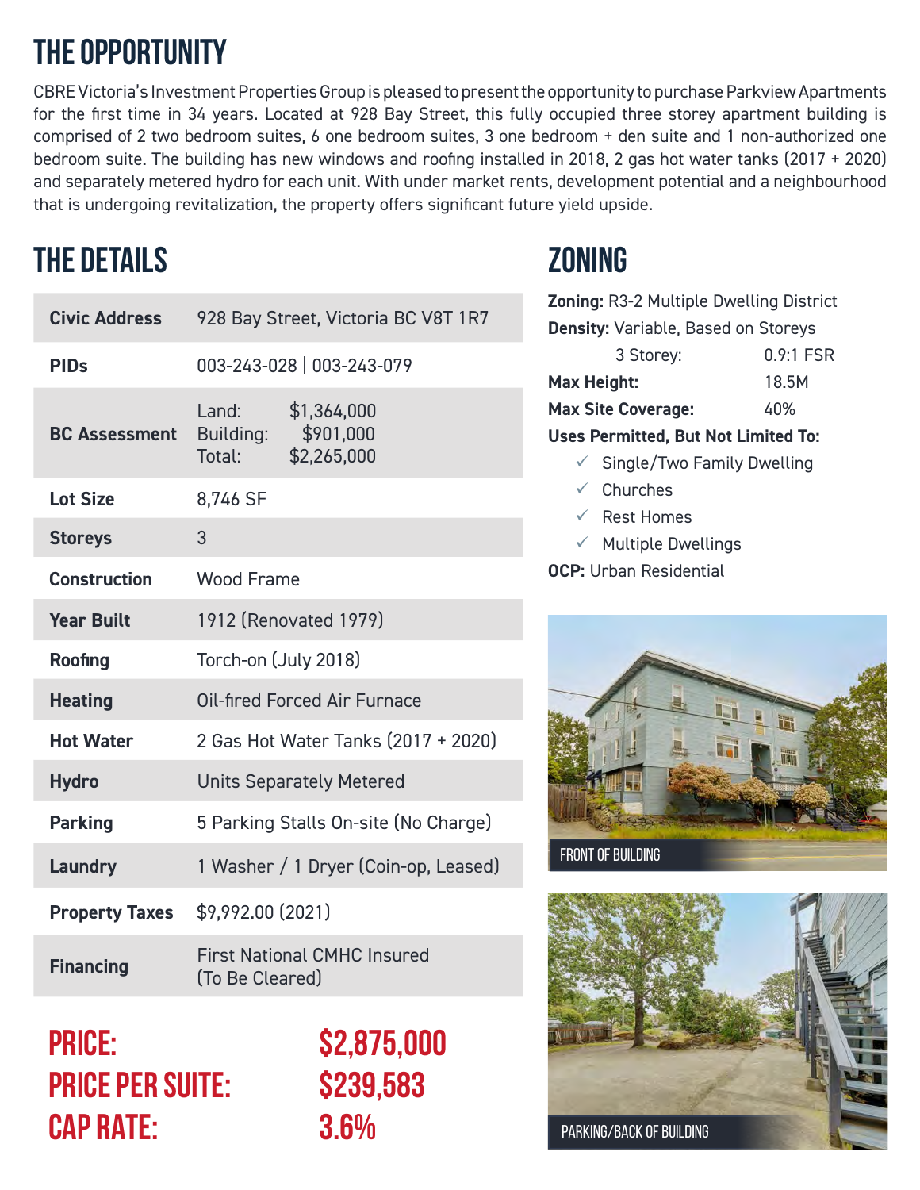# THE OPPORTUNITY

CBRE Victoria's Investment Properties Group is pleased to present the opportunity to purchase Parkview Apartments for the first time in 34 years. Located at 928 Bay Street, this fully occupied three storey apartment building is comprised of 2 two bedroom suites, 6 one bedroom suites, 3 one bedroom + den suite and 1 non-authorized one bedroom suite. The building has new windows and roofing installed in 2018, 2 gas hot water tanks (2017 + 2020) and separately metered hydro for each unit. With under market rents, development potential and a neighbourhood that is undergoing revitalization, the property offers significant future yield upside.

# THE DETAILS

| | |
|---|---|
| **Civic Address** | 928 Bay Street, Victoria BC V8T 1R7 |
| **PIDs** | 003-243-028 \| 003-243-079 |
| **BC Assessment** | Land: $1,364,000<br>Building: $901,000<br>Total: $2,265,000 |
| **Lot Size** | 8,746 SF |
| **Storeys** | 3 |
| **Construction** | Wood Frame |
| **Year Built** | 1912 (Renovated 1979) |
| **Roofing** | Torch-on (July 2018) |
| **Heating** | Oil-fired Forced Air Furnace |
| **Hot Water** | 2 Gas Hot Water Tanks (2017 + 2020) |
| **Hydro** | Units Separately Metered |
| **Parking** | 5 Parking Stalls On-site (No Charge) |
| **Laundry** | 1 Washer / 1 Dryer (Coin-op, Leased) |
| **Property Taxes** | $9,992.00 (2021) |
| **Financing** | First National CMHC Insured<br>(To Be Cleared) |

**PRICE:** $2,875,000
**PRICE PER SUITE:** $239,583
**CAP RATE:** 3.6%

# ZONING

**Zoning:** R3-2 Multiple Dwelling District
**Density:** Variable, Based on Storeys
3 Storey: 0.9:1 FSR
**Max Height:** 18.5M
**Max Site Coverage:** 40%
**Uses Permitted, But Not Limited To:**

- ✓ Single/Two Family Dwelling
- ✓ Churches
- ✓ Rest Homes
- ✓ Multiple Dwellings

**OCP:** Urban Residential

FRONT OF BUILDING

PARKING/BACK OF BUILDING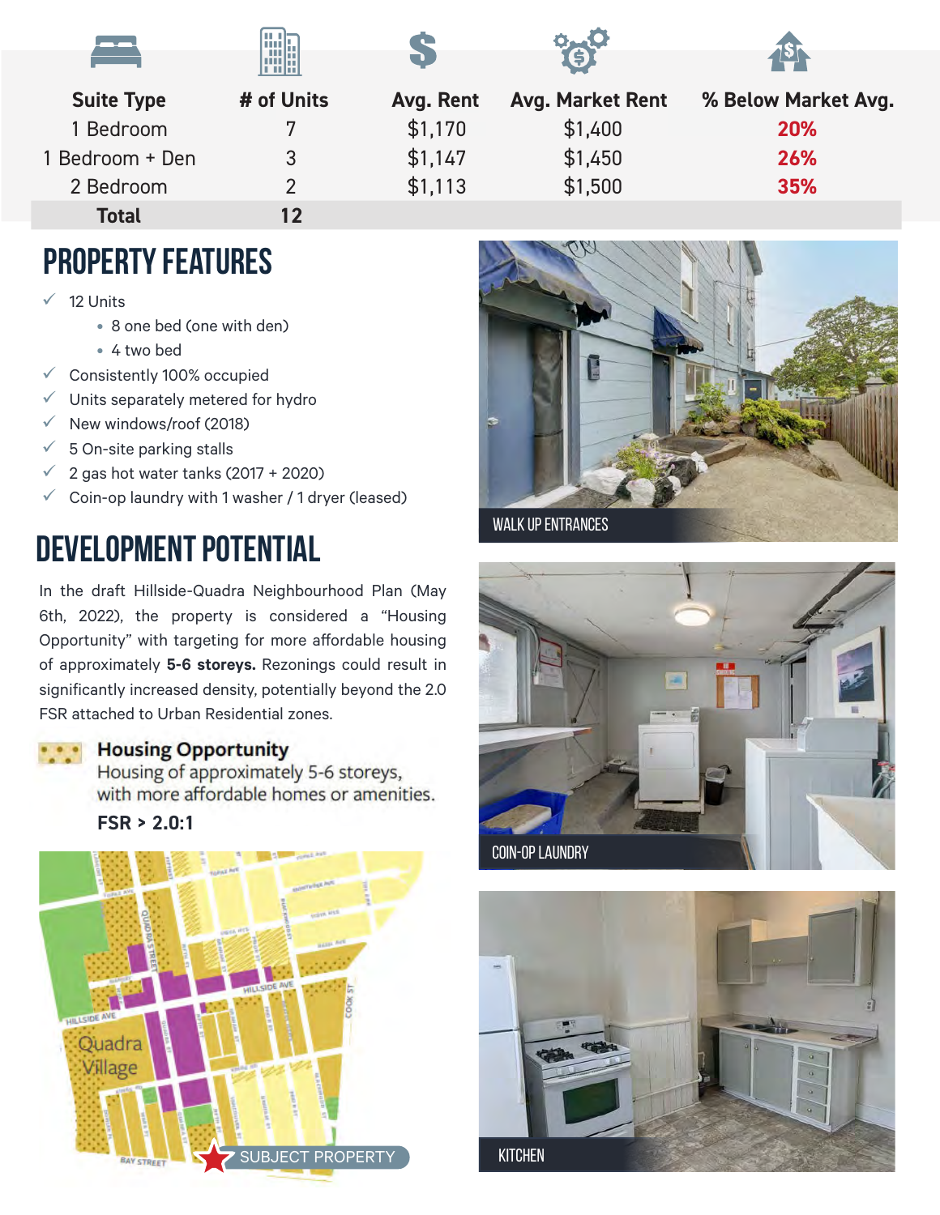| Suite Type | # of Units | Avg. Rent | Avg. Market Rent | % Below Market Avg. |
|---|---|---|---|---|
| 1 Bedroom | 7 | $1,170 | $1,400 | 20% |
| 1 Bedroom + Den | 3 | $1,147 | $1,450 | 26% |
| 2 Bedroom | 2 | $1,113 | $1,500 | 35% |
| **Total** | **12** | | | |

## PROPERTY FEATURES

- ✓ 12 Units
  - 8 one bed (one with den)
  - 4 two bed
- ✓ Consistently 100% occupied
- ✓ Units separately metered for hydro
- ✓ New windows/roof (2018)
- ✓ 5 On-site parking stalls
- ✓ 2 gas hot water tanks (2017 + 2020)
- ✓ Coin-op laundry with 1 washer / 1 dryer (leased)

## DEVELOPMENT POTENTIAL

In the draft Hillside-Quadra Neighbourhood Plan (May 6th, 2022), the property is considered a "Housing Opportunity" with targeting for more affordable housing of approximately **5-6 storeys.** Rezonings could result in significantly increased density, potentially beyond the 2.0 FSR attached to Urban Residential zones.

**Housing Opportunity**
Housing of approximately 5-6 storeys, with more affordable homes or amenities.
**FSR > 2.0:1**

SUBJECT PROPERTY

WALK UP ENTRANCES

COIN-OP LAUNDRY

KITCHEN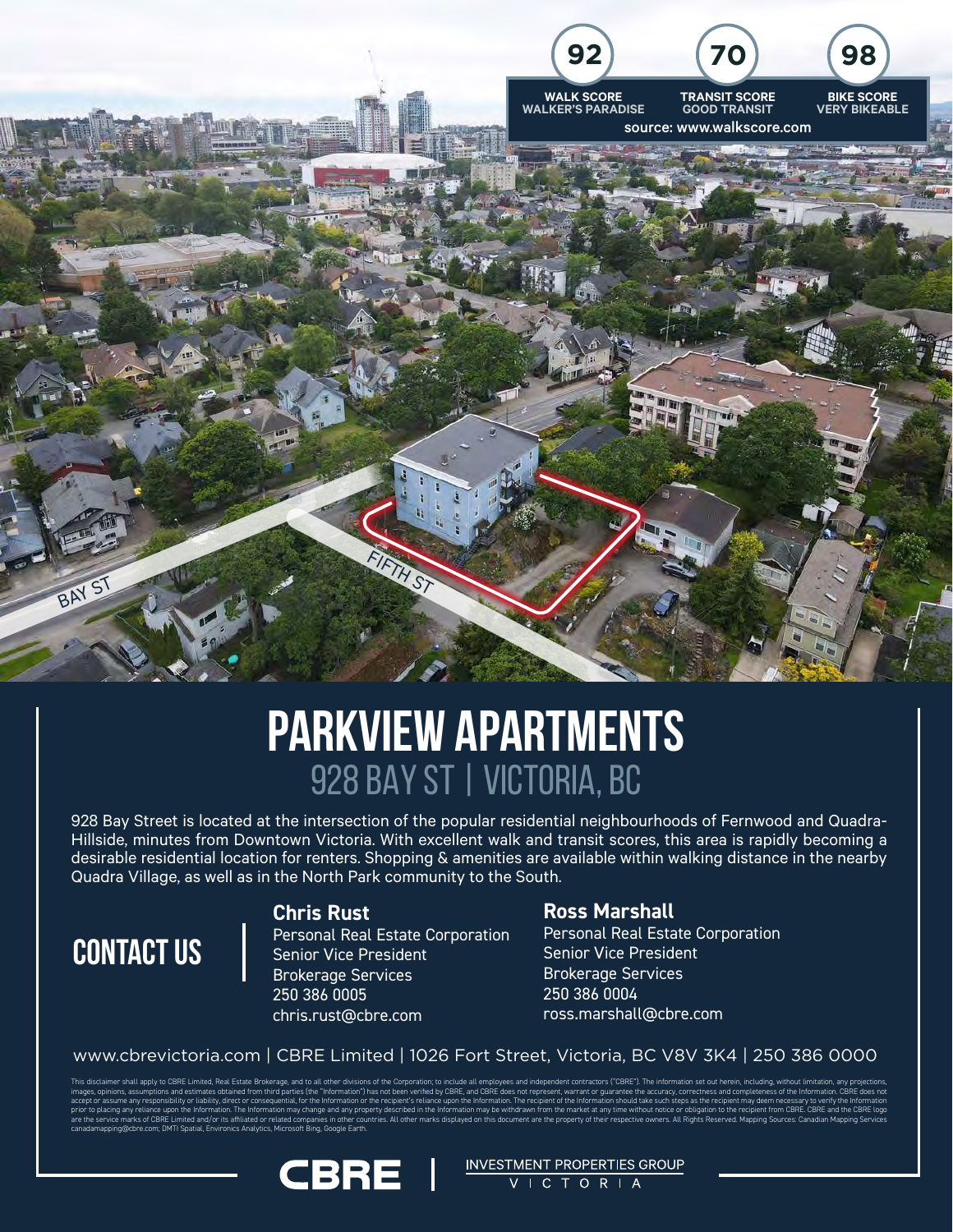92
WALK SCORE
WALKER'S PARADISE

70
TRANSIT SCORE
GOOD TRANSIT

98
BIKE SCORE
VERY BIKEABLE

source: www.walkscore.com

BAY ST

FIFTH ST

# PARKVIEW APARTMENTS

## 928 BAY ST | VICTORIA, BC

928 Bay Street is located at the intersection of the popular residential neighbourhoods of Fernwood and Quadra-Hillside, minutes from Downtown Victoria. With excellent walk and transit scores, this area is rapidly becoming a desirable residential location for renters. Shopping & amenities are available within walking distance in the nearby Quadra Village, as well as in the North Park community to the South.

## CONTACT US

**Chris Rust**
Personal Real Estate Corporation
Senior Vice President
Brokerage Services
250 386 0005
chris.rust@cbre.com

**Ross Marshall**
Personal Real Estate Corporation
Senior Vice President
Brokerage Services
250 386 0004
ross.marshall@cbre.com

www.cbrevictoria.com | CBRE Limited | 1026 Fort Street, Victoria, BC V8V 3K4 | 250 386 0000

This disclaimer shall apply to CBRE Limited, Real Estate Brokerage, and to all other divisions of the Corporation; to include all employees and independent contractors ("CBRE"). The information set out herein, including, without limitation, any projections, images, opinions, assumptions and estimates obtained from third parties (the "Information") has not been verified by CBRE, and CBRE does not represent, warrant or guarantee the accuracy, correctness and completeness of the Information. CBRE does not accept or assume any responsibility or liability, direct or consequential, for the Information or the recipient's reliance upon the Information. The recipient of the Information should take such steps as the recipient may deem necessary to verify the Information prior to placing any reliance upon the Information. The Information may change and any property described in the Information may be withdrawn from the market at any time without notice or obligation to the recipient from CBRE. CBRE and the CBRE logo are the service marks of CBRE Limited and/or its affiliated or related companies in other countries. All other marks displayed on this document are the property of their respective owners. All Rights Reserved. Mapping Sources: Canadian Mapping Services canadamapping@cbre.com; DMTI Spatial, Environics Analytics, Microsoft Bing, Google Earth.

CBRE | INVESTMENT PROPERTIES GROUP VICTORIA